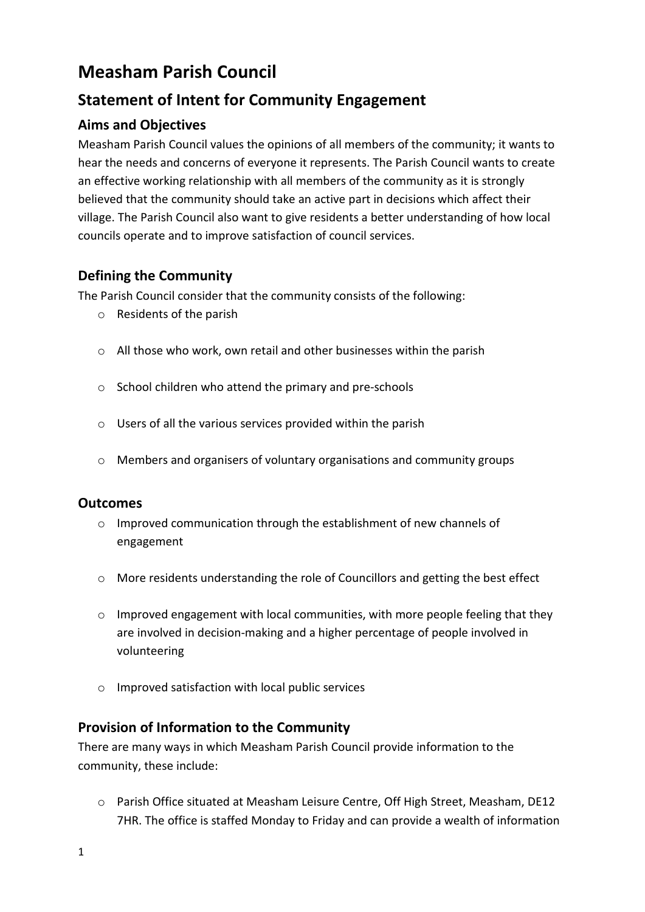# Measham Parish Council

## Statement of Intent for Community Engagement

### Aims and Objectives

Measham Parish Council values the opinions of all members of the community; it wants to hear the needs and concerns of everyone it represents. The Parish Council wants to create an effective working relationship with all members of the community as it is strongly believed that the community should take an active part in decisions which affect their village. The Parish Council also want to give residents a better understanding of how local councils operate and to improve satisfaction of council services.

### Defining the Community

The Parish Council consider that the community consists of the following:

- Residents of the parish
- All those who work, own retail and other businesses within the parish
- School children who attend the primary and pre-schools
- Users of all the various services provided within the parish
- Members and organisers of voluntary organisations and community groups

### Outcomes

- Improved communication through the establishment of new channels of engagement
- More residents understanding the role of Councillors and getting the best effect
- Improved engagement with local communities, with more people feeling that they are involved in decision-making and a higher percentage of people involved in volunteering
- Improved satisfaction with local public services

### Provision of Information to the Community

There are many ways in which Measham Parish Council provide information to the community, these include:

- Parish Office situated at Measham Leisure Centre, Off High Street, Measham, DE12 7HR. The office is staffed Monday to Friday and can provide a wealth of information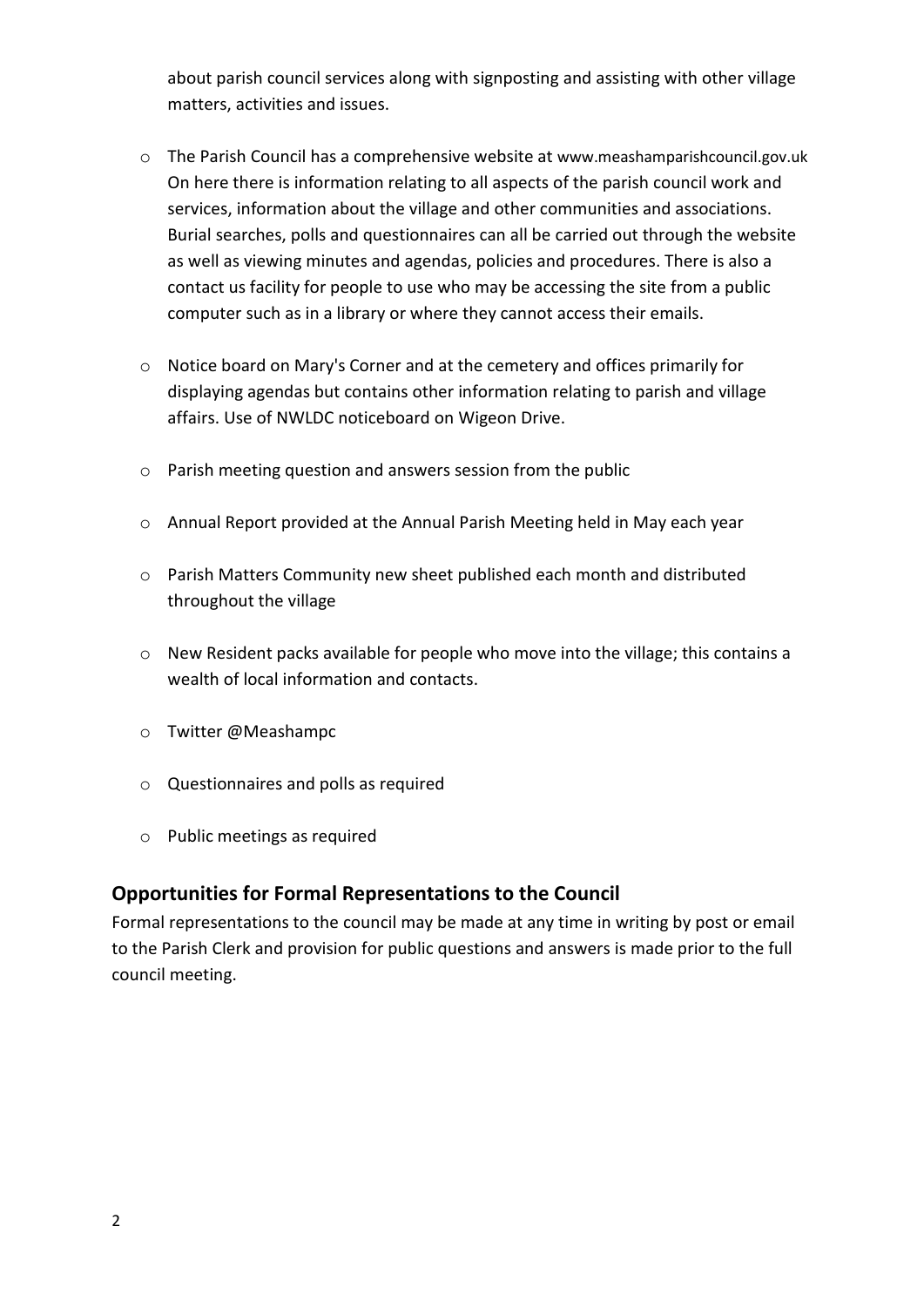about parish council services along with signposting and assisting with other village matters, activities and issues.

- The Parish Council has a comprehensive website at www.meashamparishcouncil.gov.uk On here there is information relating to all aspects of the parish council work and services, information about the village and other communities and associations. Burial searches, polls and questionnaires can all be carried out through the website as well as viewing minutes and agendas, policies and procedures. There is also a contact us facility for people to use who may be accessing the site from a public computer such as in a library or where they cannot access their emails.

- Notice board on Mary's Corner and at the cemetery and offices primarily for displaying agendas but contains other information relating to parish and village affairs. Use of NWLDC noticeboard on Wigeon Drive.

- Parish meeting question and answers session from the public

- Annual Report provided at the Annual Parish Meeting held in May each year

- Parish Matters Community new sheet published each month and distributed throughout the village

- New Resident packs available for people who move into the village; this contains a wealth of local information and contacts.

- Twitter @Meashampc

- Questionnaires and polls as required

- Public meetings as required

## Opportunities for Formal Representations to the Council

Formal representations to the council may be made at any time in writing by post or email to the Parish Clerk and provision for public questions and answers is made prior to the full council meeting.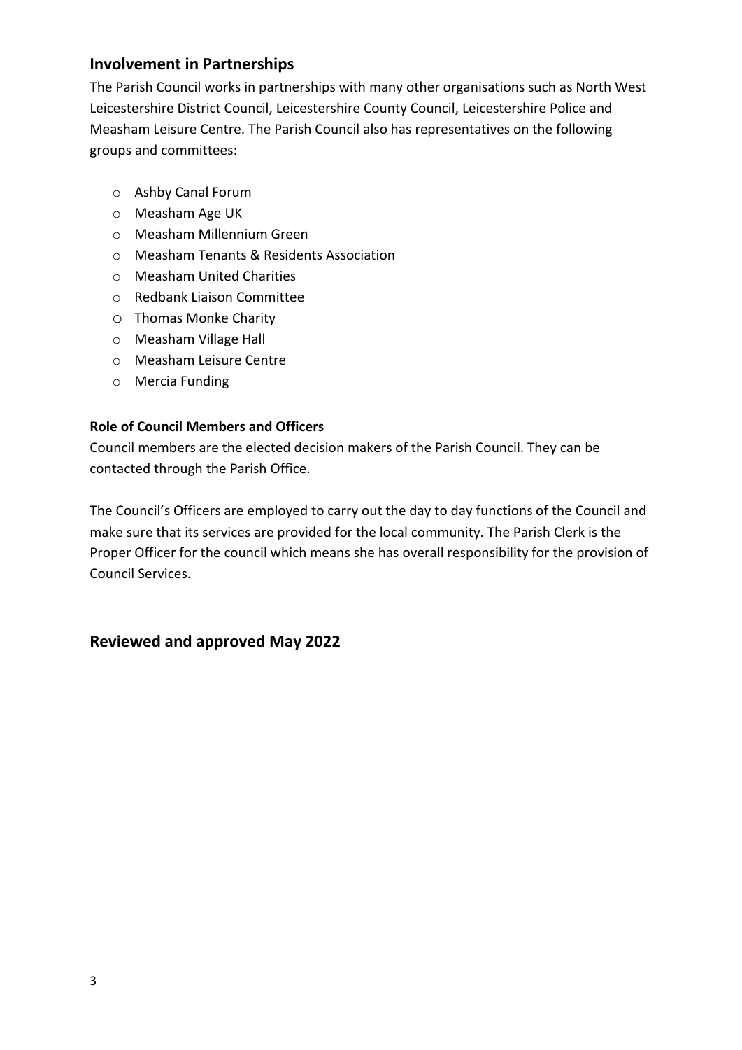## Involvement in Partnerships

The Parish Council works in partnerships with many other organisations such as North West Leicestershire District Council, Leicestershire County Council, Leicestershire Police and Measham Leisure Centre. The Parish Council also has representatives on the following groups and committees:

- Ashby Canal Forum
- Measham Age UK
- Measham Millennium Green
- Measham Tenants & Residents Association
- Measham United Charities
- Redbank Liaison Committee
- Thomas Monke Charity
- Measham Village Hall
- Measham Leisure Centre
- Mercia Funding

**Role of Council Members and Officers**

Council members are the elected decision makers of the Parish Council. They can be contacted through the Parish Office.

The Council's Officers are employed to carry out the day to day functions of the Council and make sure that its services are provided for the local community. The Parish Clerk is the Proper Officer for the council which means she has overall responsibility for the provision of Council Services.

## Reviewed and approved May 2022